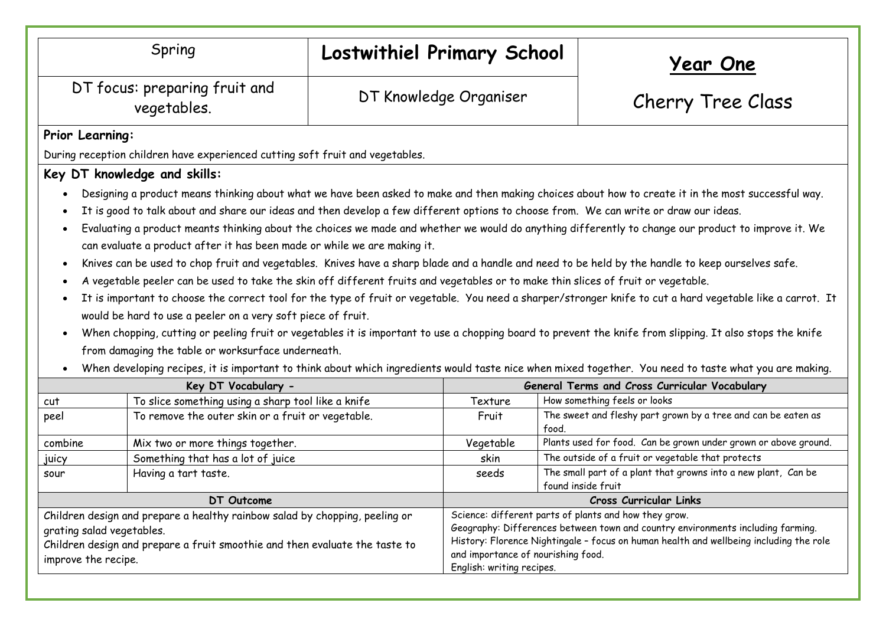| Spring | **Lostwithiel Primary School** | **Year One** |
|---|---|---|
| DT focus: preparing fruit and vegetables. | DT Knowledge Organiser | Cherry Tree Class |

**Prior Learning:**

During reception children have experienced cutting soft fruit and vegetables.

**Key DT knowledge and skills:**

- Designing a product means thinking about what we have been asked to make and then making choices about how to create it in the most successful way.
- It is good to talk about and share our ideas and then develop a few different options to choose from. We can write or draw our ideas.
- Evaluating a product meants thinking about the choices we made and whether we would do anything differently to change our product to improve it. We can evaluate a product after it has been made or while we are making it.
- Knives can be used to chop fruit and vegetables. Knives have a sharp blade and a handle and need to be held by the handle to keep ourselves safe.
- A vegetable peeler can be used to take the skin off different fruits and vegetables or to make thin slices of fruit or vegetable.
- It is important to choose the correct tool for the type of fruit or vegetable. You need a sharper/stronger knife to cut a hard vegetable like a carrot. It would be hard to use a peeler on a very soft piece of fruit.
- When chopping, cutting or peeling fruit or vegetables it is important to use a chopping board to prevent the knife from slipping. It also stops the knife from damaging the table or worksurface underneath.
- When developing recipes, it is important to think about which ingredients would taste nice when mixed together. You need to taste what you are making.

| **Key DT Vocabulary -** | | **General Terms and Cross Curricular Vocabulary** | |
|---|---|---|---|
| cut | To slice something using a sharp tool like a knife | Texture | How something feels or looks |
| peel | To remove the outer skin or a fruit or vegetable. | Fruit | The sweet and fleshy part grown by a tree and can be eaten as food. |
| combine | Mix two or more things together. | Vegetable | Plants used for food. Can be grown under grown or above ground. |
| juicy | Something that has a lot of juice | skin | The outside of a fruit or vegetable that protects |
| sour | Having a tart taste. | seeds | The small part of a plant that growns into a new plant, Can be found inside fruit |

| **DT Outcome** | **Cross Curricular Links** |
|---|---|
| Children design and prepare a healthy rainbow salad by chopping, peeling or grating salad vegetables.<br>Children design and prepare a fruit smoothie and then evaluate the taste to improve the recipe. | Science: different parts of plants and how they grow.<br>Geography: Differences between town and country environments including farming.<br>History: Florence Nightingale – focus on human health and wellbeing including the role and importance of nourishing food.<br>English: writing recipes. |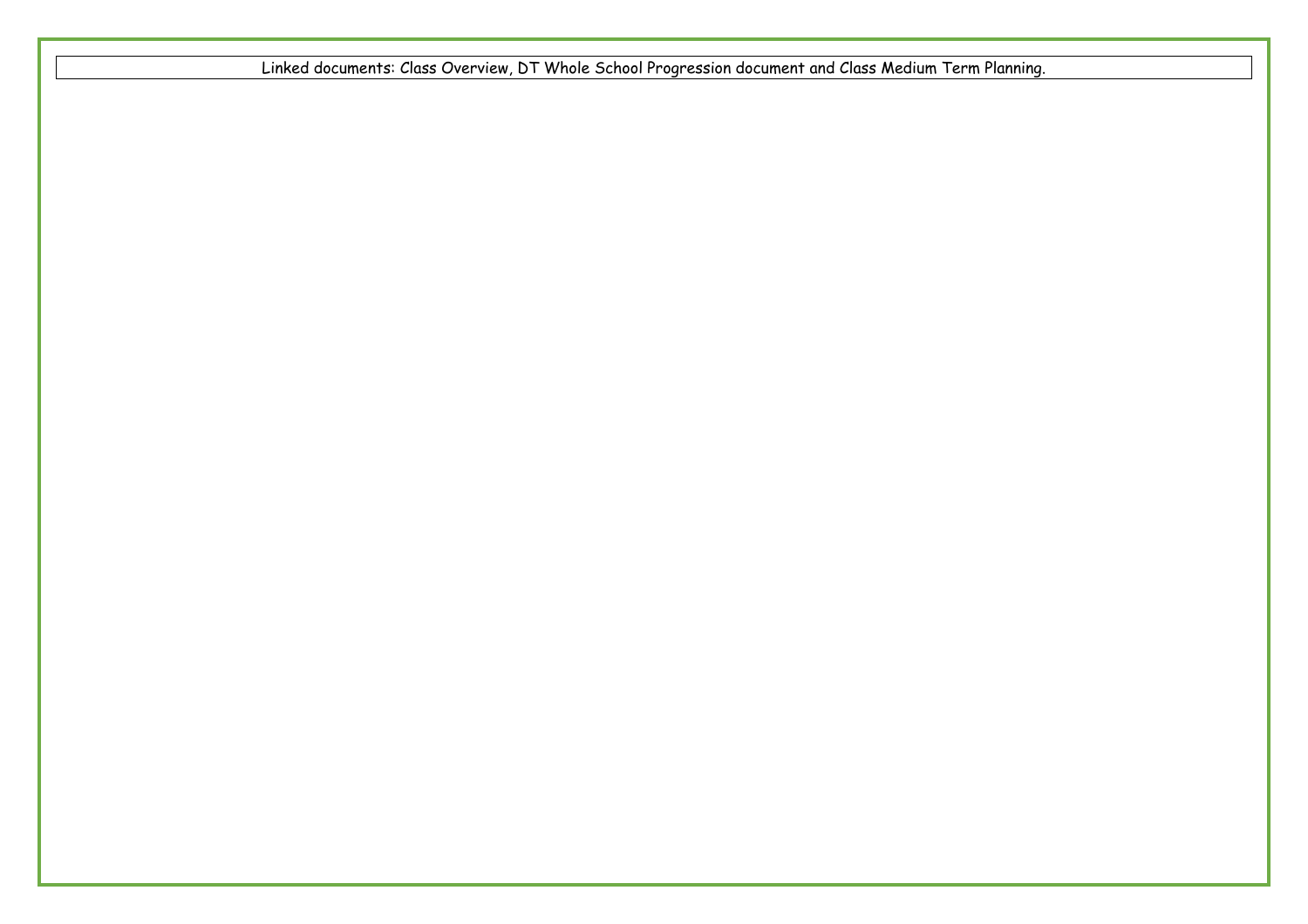Linked documents: Class Overview, DT Whole School Progression document and Class Medium Term Planning.